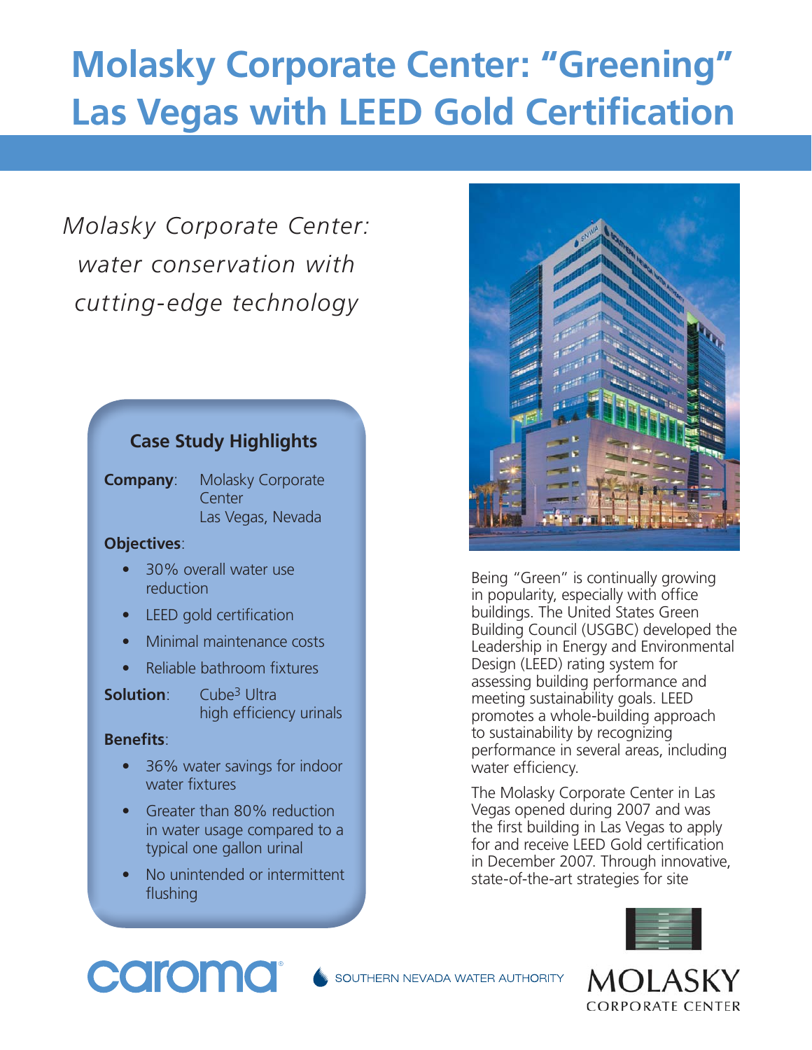# Molasky Corporate Center: "Greening" Las Vegas with LEED Gold Certification

*Molasky Corporate Center: water conservation with cutting-edge technology*

### Case Study Highlights

**Company**: Molasky Corporate Center
Las Vegas, Nevada

**Objectives**:

- 30% overall water use reduction
- LEED gold certification
- Minimal maintenance costs
- Reliable bathroom fixtures

**Solution**: Cube[3] Ultra high efficiency urinals

**Benefits**:

- 36% water savings for indoor water fixtures
- Greater than 80% reduction in water usage compared to a typical one gallon urinal
- No unintended or intermittent flushing

Being "Green" is continually growing in popularity, especially with office buildings. The United States Green Building Council (USGBC) developed the Leadership in Energy and Environmental Design (LEED) rating system for assessing building performance and meeting sustainability goals. LEED promotes a whole-building approach to sustainability by recognizing performance in several areas, including water efficiency.

The Molasky Corporate Center in Las Vegas opened during 2007 and was the first building in Las Vegas to apply for and receive LEED Gold certification in December 2007. Through innovative, state-of-the-art strategies for site

caroma

SOUTHERN NEVADA WATER AUTHORITY

MOLASKY CORPORATE CENTER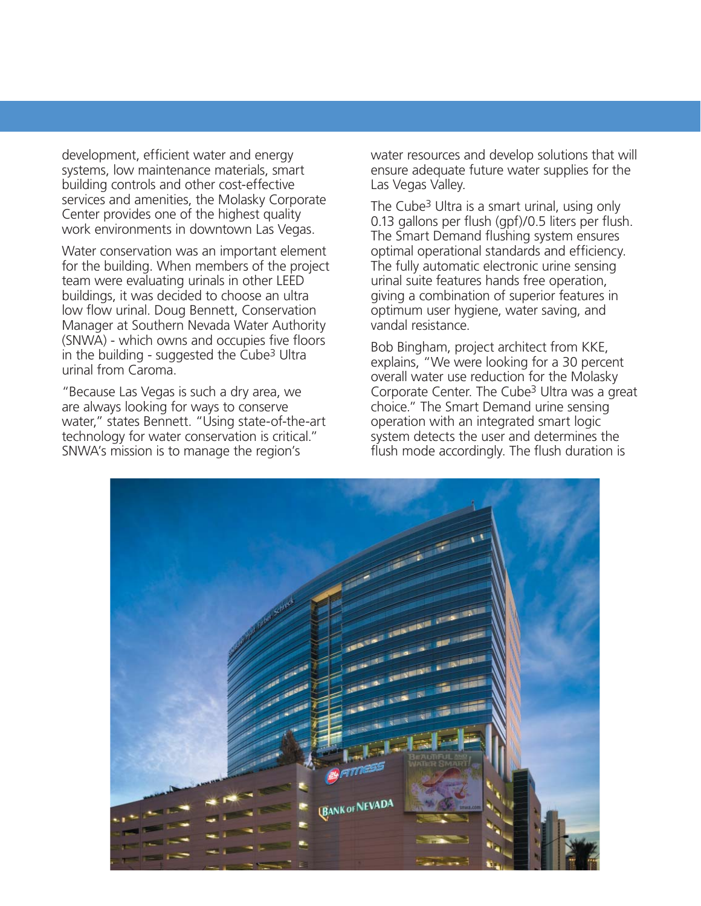development, efficient water and energy systems, low maintenance materials, smart building controls and other cost-effective services and amenities, the Molasky Corporate Center provides one of the highest quality work environments in downtown Las Vegas.

Water conservation was an important element for the building. When members of the project team were evaluating urinals in other LEED buildings, it was decided to choose an ultra low flow urinal. Doug Bennett, Conservation Manager at Southern Nevada Water Authority (SNWA) - which owns and occupies five floors in the building - suggested the Cube3 Ultra urinal from Caroma.

"Because Las Vegas is such a dry area, we are always looking for ways to conserve water," states Bennett. "Using state-of-the-art technology for water conservation is critical." SNWA's mission is to manage the region's water resources and develop solutions that will ensure adequate future water supplies for the Las Vegas Valley.

The Cube3 Ultra is a smart urinal, using only 0.13 gallons per flush (gpf)/0.5 liters per flush. The Smart Demand flushing system ensures optimal operational standards and efficiency. The fully automatic electronic urine sensing urinal suite features hands free operation, giving a combination of superior features in optimum user hygiene, water saving, and vandal resistance.

Bob Bingham, project architect from KKE, explains, "We were looking for a 30 percent overall water use reduction for the Molasky Corporate Center. The Cube3 Ultra was a great choice." The Smart Demand urine sensing operation with an integrated smart logic system detects the user and determines the flush mode accordingly. The flush duration is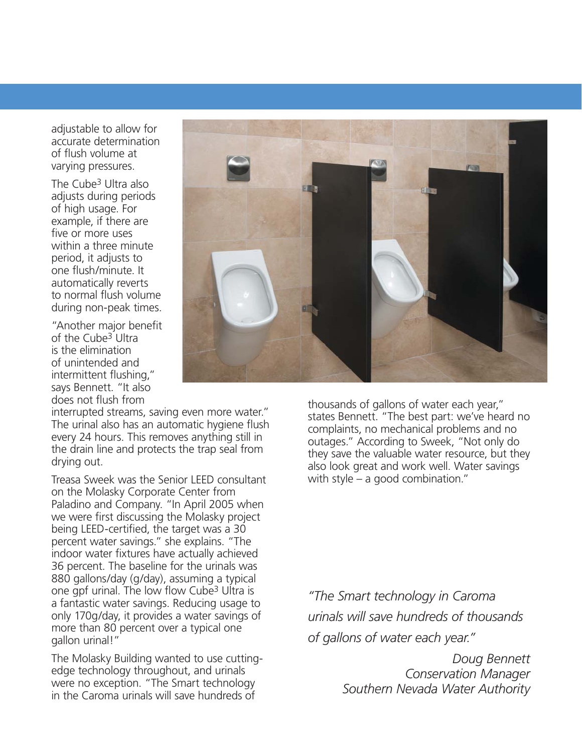adjustable to allow for accurate determination of flush volume at varying pressures.

The Cube3 Ultra also adjusts during periods of high usage. For example, if there are five or more uses within a three minute period, it adjusts to one flush/minute. It automatically reverts to normal flush volume during non-peak times.

"Another major benefit of the Cube3 Ultra is the elimination of unintended and intermittent flushing," says Bennett. "It also does not flush from interrupted streams, saving even more water." The urinal also has an automatic hygiene flush every 24 hours. This removes anything still in the drain line and protects the trap seal from drying out.

Treasa Sweek was the Senior LEED consultant on the Molasky Corporate Center from Paladino and Company. "In April 2005 when we were first discussing the Molasky project being LEED-certified, the target was a 30 percent water savings." she explains. "The indoor water fixtures have actually achieved 36 percent. The baseline for the urinals was 880 gallons/day (g/day), assuming a typical one gpf urinal. The low flow Cube3 Ultra is a fantastic water savings. Reducing usage to only 170g/day, it provides a water savings of more than 80 percent over a typical one gallon urinal!"

The Molasky Building wanted to use cutting-edge technology throughout, and urinals were no exception. "The Smart technology in the Caroma urinals will save hundreds of thousands of gallons of water each year," states Bennett. "The best part: we've heard no complaints, no mechanical problems and no outages." According to Sweek, "Not only do they save the valuable water resource, but they also look great and work well. Water savings with style – a good combination."

*"The Smart technology in Caroma urinals will save hundreds of thousands of gallons of water each year."*

*Doug Bennett*
*Conservation Manager*
*Southern Nevada Water Authority*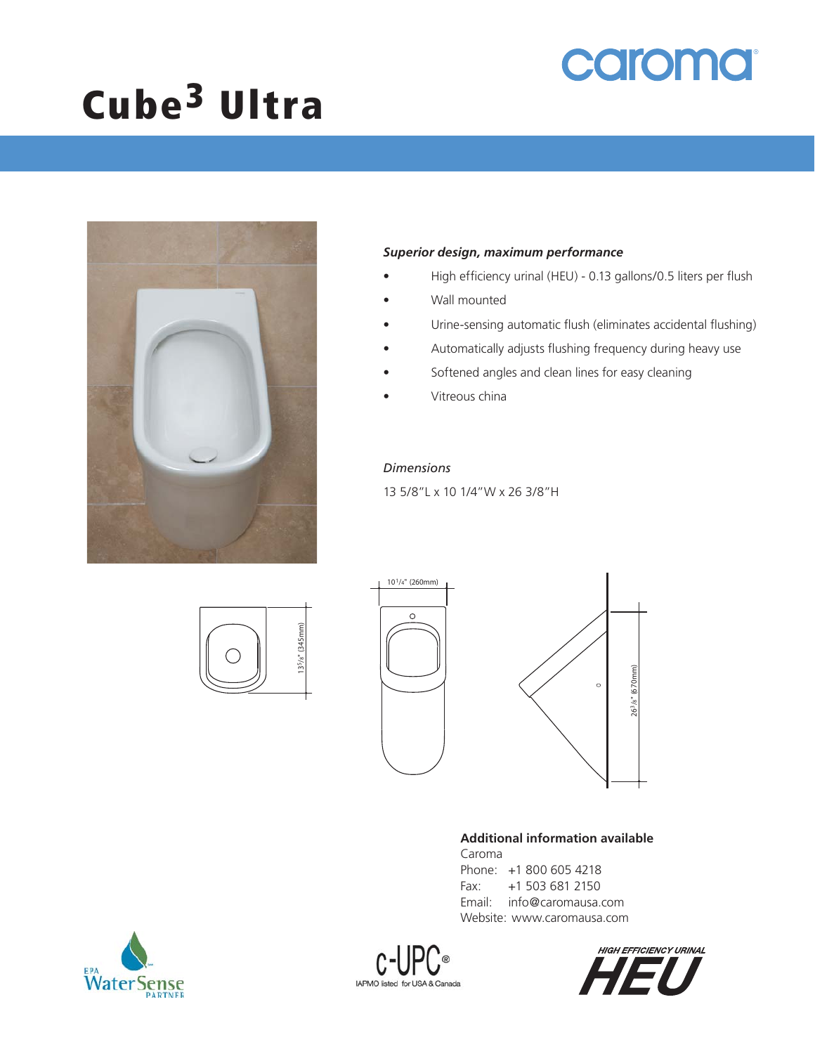caroma

# Cube³ Ultra

*Superior design, maximum performance*

- High efficiency urinal (HEU) - 0.13 gallons/0.5 liters per flush
- Wall mounted
- Urine-sensing automatic flush (eliminates accidental flushing)
- Automatically adjusts flushing frequency during heavy use
- Softened angles and clean lines for easy cleaning
- Vitreous china

*Dimensions*

13 5/8"L x 10 1/4"W x 26 3/8"H

13⅝" (345mm)

10¼" (260mm)

26⅜" (670mm)

**Additional information available**

Caroma
Phone: +1 800 605 4218
Fax: +1 503 681 2150
Email: info@caromausa.com
Website: www.caromausa.com

EPA WaterSense PARTNER

c-UPC®
IAPMO listed for USA & Canada

HIGH EFFICIENCY URINAL
HEU